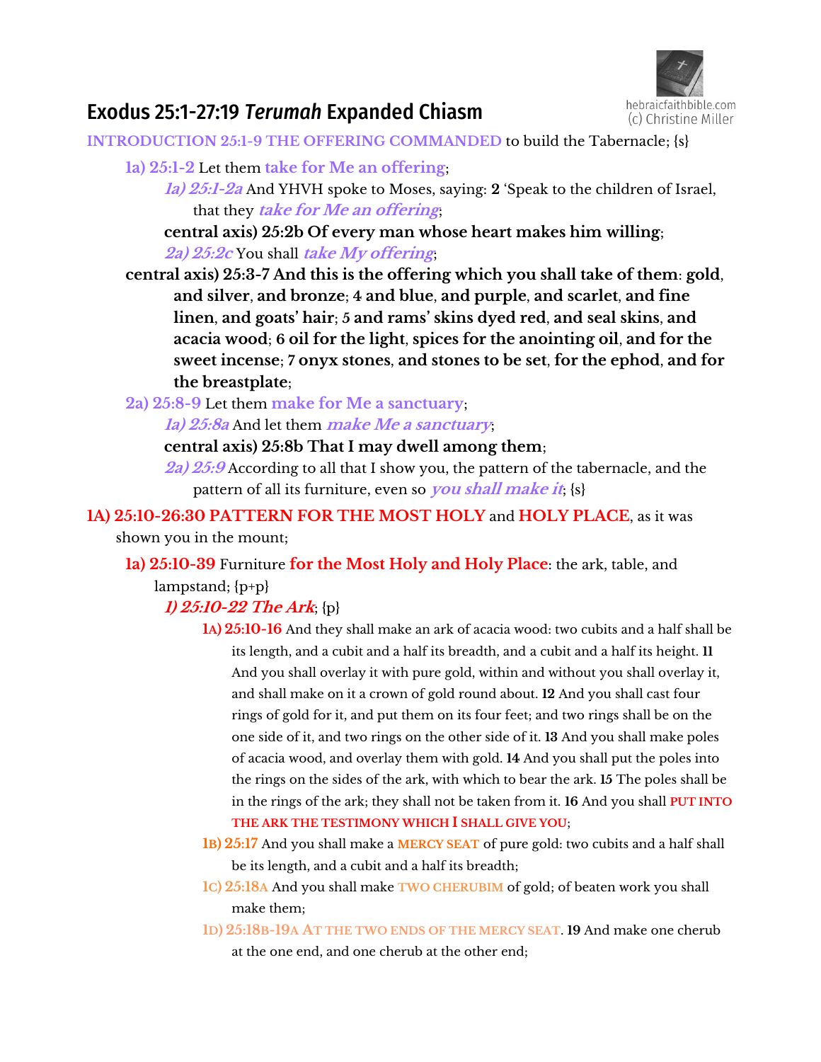# Exodus 25:1-27:19 *Terumah* Expanded Chiasm

hebraicfaithbible.com
(c) Christine Miller

INTRODUCTION 25:1-9 THE OFFERING COMMANDED to build the Tabernacle; {s}

- 1a) 25:1-2 Let them take for Me an offering;
  - *1a) 25:1-2a* And YHVH spoke to Moses, saying: **2** 'Speak to the children of Israel, that they *take for Me an offering*;
  - **central axis) 25:2b Of every man whose heart makes him willing**;
  - *2a) 25:2c* You shall *take My offering*;
- **central axis) 25:3-7 And this is the offering which you shall take of them**: **gold**, **and silver**, **and bronze**; **4 and blue**, **and purple**, **and scarlet**, **and fine linen**, **and goats' hair**; **5 and rams' skins dyed red**, **and seal skins**, **and acacia wood**; **6 oil for the light**, **spices for the anointing oil**, **and for the sweet incense**; **7 onyx stones**, **and stones to be set**, **for the ephod**, **and for the breastplate**;
- 2a) 25:8-9 Let them make for Me a sanctuary;
  - *1a) 25:8a* And let them *make Me a sanctuary*;
  - **central axis) 25:8b That I may dwell among them**;
  - *2a) 25:9* According to all that I show you, the pattern of the tabernacle, and the pattern of all its furniture, even so *you shall make it*; {s}

1A) 25:10-26:30 PATTERN FOR THE MOST HOLY and HOLY PLACE, as it was shown you in the mount;

- 1a) 25:10-39 Furniture for the Most Holy and Holy Place: the ark, table, and lampstand; {p+p}
  - *1) 25:10-22 The Ark*; {p}
    - 1A) 25:10-16 And they shall make an ark of acacia wood: two cubits and a half shall be its length, and a cubit and a half its breadth, and a cubit and a half its height. **11** And you shall overlay it with pure gold, within and without you shall overlay it, and shall make on it a crown of gold round about. **12** And you shall cast four rings of gold for it, and put them on its four feet; and two rings shall be on the one side of it, and two rings on the other side of it. **13** And you shall make poles of acacia wood, and overlay them with gold. **14** And you shall put the poles into the rings on the sides of the ark, with which to bear the ark. **15** The poles shall be in the rings of the ark; they shall not be taken from it. **16** And you shall PUT INTO THE ARK THE TESTIMONY WHICH I SHALL GIVE YOU;
    - 1B) 25:17 And you shall make a MERCY SEAT of pure gold: two cubits and a half shall be its length, and a cubit and a half its breadth;
    - 1C) 25:18A And you shall make TWO CHERUBIM of gold; of beaten work you shall make them;
    - 1D) 25:18B-19A AT THE TWO ENDS OF THE MERCY SEAT. **19** And make one cherub at the one end, and one cherub at the other end;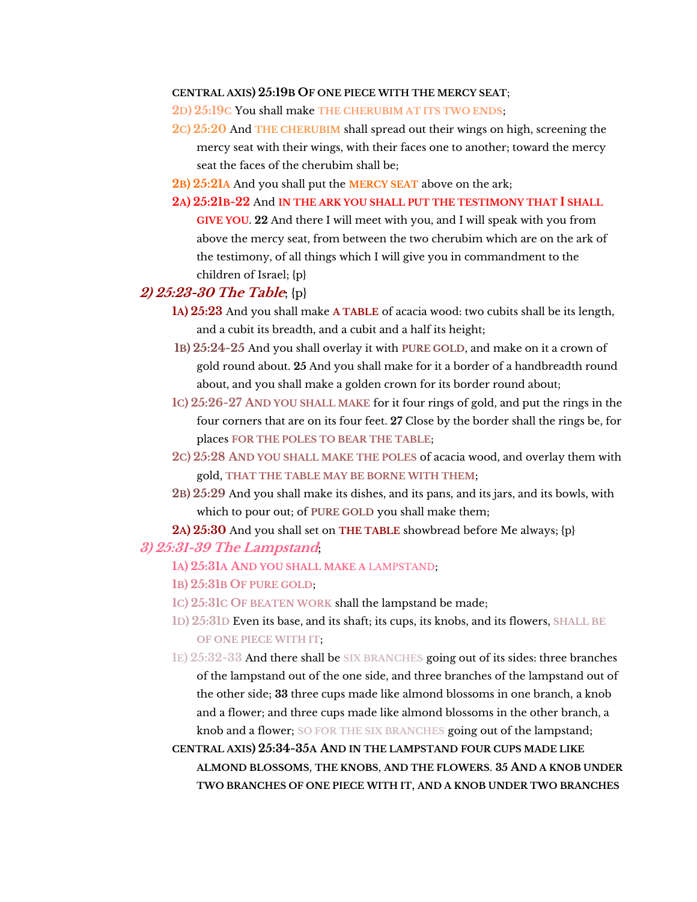**CENTRAL AXIS) 25:19B OF ONE PIECE WITH THE MERCY SEAT;**

**2D) 25:19C** You shall make **THE CHERUBIM AT ITS TWO ENDS**;

**2C) 25:20** And **THE CHERUBIM** shall spread out their wings on high, screening the mercy seat with their wings, with their faces one to another; toward the mercy seat the faces of the cherubim shall be;

**2B) 25:21A** And you shall put the **MERCY SEAT** above on the ark;

**2A) 25:21B-22** And **IN THE ARK YOU SHALL PUT THE TESTIMONY THAT I SHALL GIVE YOU**. **22** And there I will meet with you, and I will speak with you from above the mercy seat, from between the two cherubim which are on the ark of the testimony, of all things which I will give you in commandment to the children of Israel; {p}

### *2) 25:23-30 The Table*; {p}

**1A) 25:23** And you shall make **A TABLE** of acacia wood: two cubits shall be its length, and a cubit its breadth, and a cubit and a half its height;

**1B) 25:24-25** And you shall overlay it with **PURE GOLD**, and make on it a crown of gold round about. **25** And you shall make for it a border of a handbreadth round about, and you shall make a golden crown for its border round about;

**1C) 25:26-27 AND YOU SHALL MAKE** for it four rings of gold, and put the rings in the four corners that are on its four feet. **27** Close by the border shall the rings be, for places **FOR THE POLES TO BEAR THE TABLE**;

**2C) 25:28 AND YOU SHALL MAKE THE POLES** of acacia wood, and overlay them with gold, **THAT THE TABLE MAY BE BORNE WITH THEM**;

**2B) 25:29** And you shall make its dishes, and its pans, and its jars, and its bowls, with which to pour out; of **PURE GOLD** you shall make them;

**2A) 25:30** And you shall set on **THE TABLE** showbread before Me always; {p}

### *3) 25:31-39 The Lampstand*;

**1A) 25:31A AND YOU SHALL MAKE A LAMPSTAND**;

**1B) 25:31B OF PURE GOLD**;

**1C) 25:31C OF BEATEN WORK** shall the lampstand be made;

**1D) 25:31D** Even its base, and its shaft; its cups, its knobs, and its flowers, **SHALL BE OF ONE PIECE WITH IT**;

**1E) 25:32-33** And there shall be **SIX BRANCHES** going out of its sides: three branches of the lampstand out of the one side, and three branches of the lampstand out of the other side; **33** three cups made like almond blossoms in one branch, a knob and a flower; and three cups made like almond blossoms in the other branch, a knob and a flower; **SO FOR THE SIX BRANCHES** going out of the lampstand;

**CENTRAL AXIS) 25:34-35A AND IN THE LAMPSTAND FOUR CUPS MADE LIKE ALMOND BLOSSOMS, THE KNOBS, AND THE FLOWERS. 35 AND A KNOB UNDER TWO BRANCHES OF ONE PIECE WITH IT, AND A KNOB UNDER TWO BRANCHES**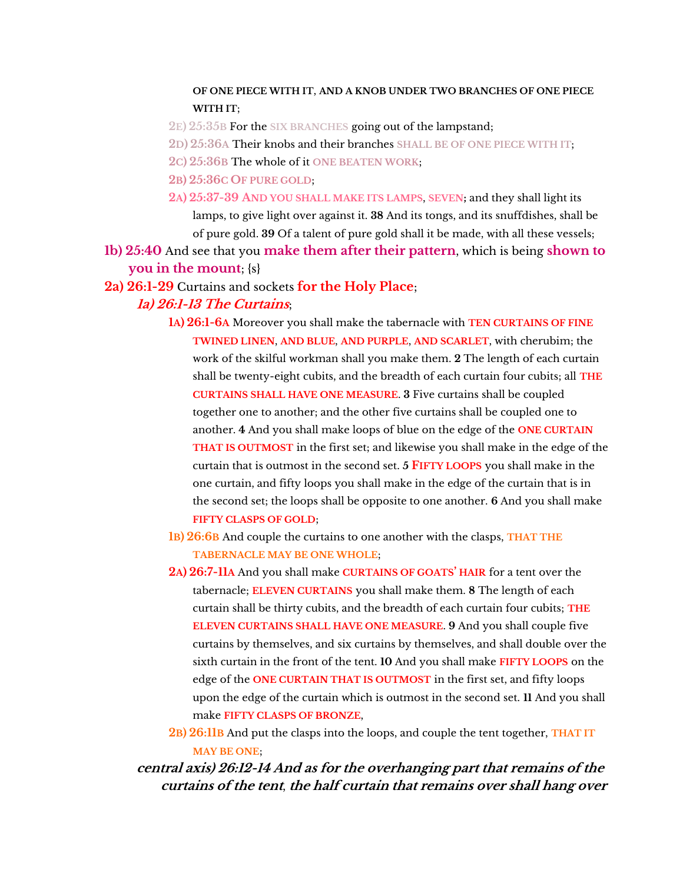**OF ONE PIECE WITH IT, AND A KNOB UNDER TWO BRANCHES OF ONE PIECE WITH IT**;

2E) 25:35B For the SIX BRANCHES going out of the lampstand;

2D) 25:36A Their knobs and their branches SHALL BE OF ONE PIECE WITH IT;

2C) 25:36B The whole of it ONE BEATEN WORK;

2B) 25:36C OF PURE GOLD;

2A) 25:37-39 AND YOU SHALL MAKE ITS LAMPS, SEVEN; and they shall light its lamps, to give light over against it. **38** And its tongs, and its snuffdishes, shall be of pure gold. **39** Of a talent of pure gold shall it be made, with all these vessels;

**1b) 25:40** And see that you **make them after their pattern**, which is being **shown to you in the mount**; {s}

**2a) 26:1-29** Curtains and sockets **for the Holy Place**;

***1a) 26:1-13 The Curtains***;

**1A) 26:1-6A** Moreover you shall make the tabernacle with TEN CURTAINS OF FINE TWINED LINEN, AND BLUE, AND PURPLE, AND SCARLET, with cherubim; the work of the skilful workman shall you make them. **2** The length of each curtain shall be twenty-eight cubits, and the breadth of each curtain four cubits; all THE CURTAINS SHALL HAVE ONE MEASURE. **3** Five curtains shall be coupled together one to another; and the other five curtains shall be coupled one to another. **4** And you shall make loops of blue on the edge of the ONE CURTAIN THAT IS OUTMOST in the first set; and likewise you shall make in the edge of the curtain that is outmost in the second set. **5** FIFTY LOOPS you shall make in the one curtain, and fifty loops you shall make in the edge of the curtain that is in the second set; the loops shall be opposite to one another. **6** And you shall make FIFTY CLASPS OF GOLD;

**1B) 26:6B** And couple the curtains to one another with the clasps, THAT THE TABERNACLE MAY BE ONE WHOLE;

**2A) 26:7-11A** And you shall make CURTAINS OF GOATS' HAIR for a tent over the tabernacle; ELEVEN CURTAINS you shall make them. **8** The length of each curtain shall be thirty cubits, and the breadth of each curtain four cubits; THE ELEVEN CURTAINS SHALL HAVE ONE MEASURE. **9** And you shall couple five curtains by themselves, and six curtains by themselves, and shall double over the sixth curtain in the front of the tent. **10** And you shall make FIFTY LOOPS on the edge of the ONE CURTAIN THAT IS OUTMOST in the first set, and fifty loops upon the edge of the curtain which is outmost in the second set. **11** And you shall make FIFTY CLASPS OF BRONZE,

**2B) 26:11B** And put the clasps into the loops, and couple the tent together, THAT IT MAY BE ONE;

***central axis) 26:12-14 And as for the overhanging part that remains of the curtains of the tent, the half curtain that remains over shall hang over***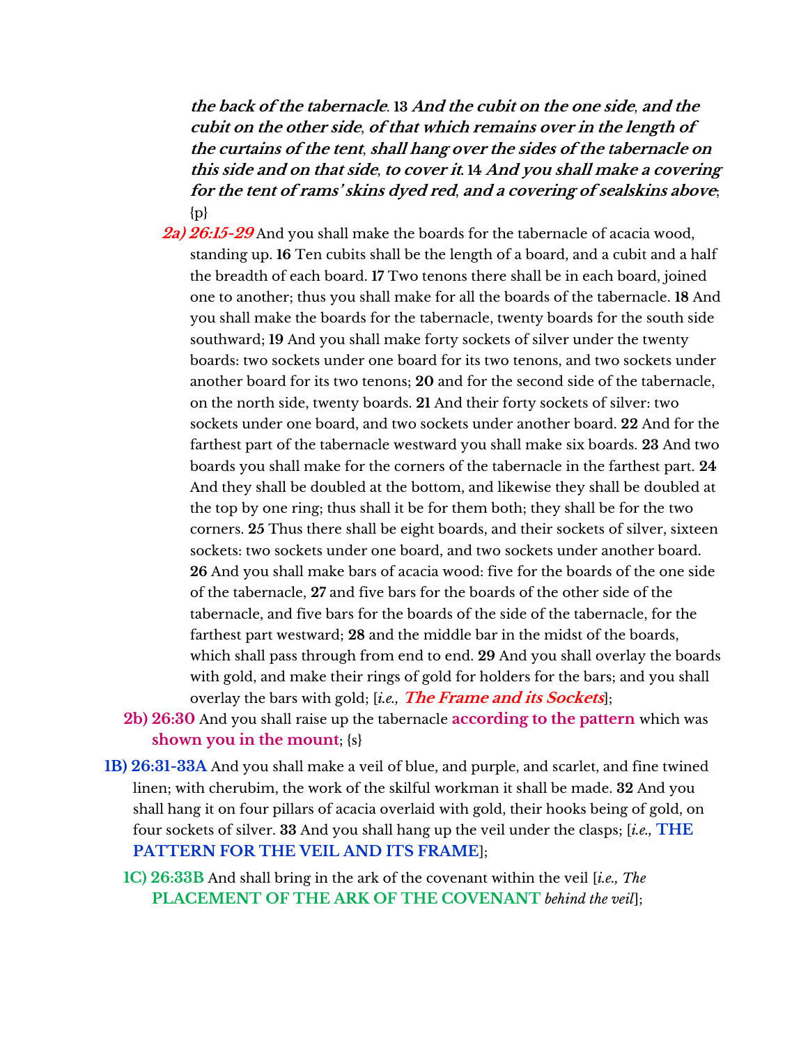***the back of the tabernacle*. 13 *And the cubit on the one side, and the cubit on the other side, of that which remains over in the length of the curtains of the tent, shall hang over the sides of the tabernacle on this side and on that side, to cover it*. 14 *And you shall make a covering for the tent of rams' skins dyed red, and a covering of sealskins above*;** {p}

- ***2a) 26:15-29*** And you shall make the boards for the tabernacle of acacia wood, standing up. **16** Ten cubits shall be the length of a board, and a cubit and a half the breadth of each board. **17** Two tenons there shall be in each board, joined one to another; thus you shall make for all the boards of the tabernacle. **18** And you shall make the boards for the tabernacle, twenty boards for the south side southward; **19** And you shall make forty sockets of silver under the twenty boards: two sockets under one board for its two tenons, and two sockets under another board for its two tenons; **20** and for the second side of the tabernacle, on the north side, twenty boards. **21** And their forty sockets of silver: two sockets under one board, and two sockets under another board. **22** And for the farthest part of the tabernacle westward you shall make six boards. **23** And two boards you shall make for the corners of the tabernacle in the farthest part. **24** And they shall be doubled at the bottom, and likewise they shall be doubled at the top by one ring; thus shall it be for them both; they shall be for the two corners. **25** Thus there shall be eight boards, and their sockets of silver, sixteen sockets: two sockets under one board, and two sockets under another board. **26** And you shall make bars of acacia wood: five for the boards of the one side of the tabernacle, **27** and five bars for the boards of the other side of the tabernacle, and five bars for the boards of the side of the tabernacle, for the farthest part westward; **28** and the middle bar in the midst of the boards, which shall pass through from end to end. **29** And you shall overlay the boards with gold, and make their rings of gold for holders for the bars; and you shall overlay the bars with gold; [*i.e.,* ***The Frame and its Sockets***];
- **2b) 26:30** And you shall raise up the tabernacle **according to the pattern** which was **shown you in the mount**; {s}

**1B) 26:31-33A** And you shall make a veil of blue, and purple, and scarlet, and fine twined linen; with cherubim, the work of the skilful workman it shall be made. **32** And you shall hang it on four pillars of acacia overlaid with gold, their hooks being of gold, on four sockets of silver. **33** And you shall hang up the veil under the clasps; [*i.e.,* **THE PATTERN FOR THE VEIL AND ITS FRAME**];

- **1C) 26:33B** And shall bring in the ark of the covenant within the veil [*i.e., The* **PLACEMENT OF THE ARK OF THE COVENANT** *behind the veil*];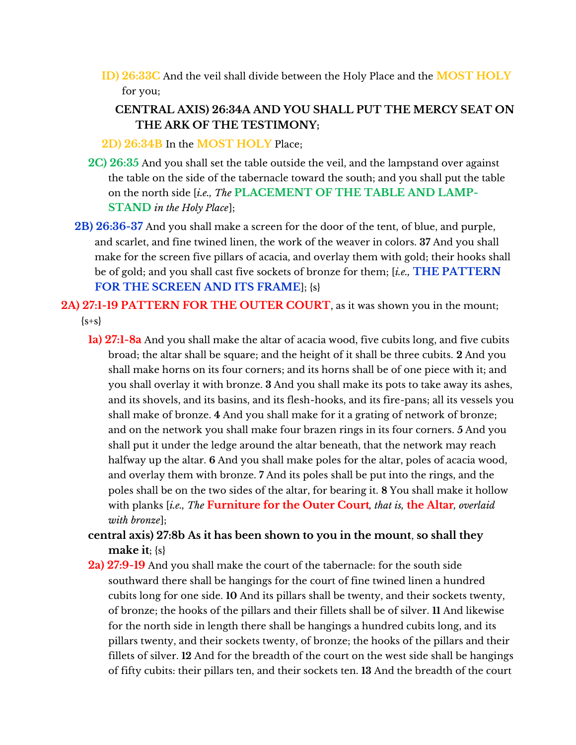**1D) 26:33C** And the veil shall divide between the Holy Place and the **MOST HOLY** for you;

**CENTRAL AXIS) 26:34A AND YOU SHALL PUT THE MERCY SEAT ON THE ARK OF THE TESTIMONY;**

**2D) 26:34B** In the **MOST HOLY** Place;

**2C) 26:35** And you shall set the table outside the veil, and the lampstand over against the table on the side of the tabernacle toward the south; and you shall put the table on the north side [*i.e., The* **PLACEMENT OF THE TABLE AND LAMP-STAND** *in the Holy Place*];

**2B) 26:36-37** And you shall make a screen for the door of the tent, of blue, and purple, and scarlet, and fine twined linen, the work of the weaver in colors. **37** And you shall make for the screen five pillars of acacia, and overlay them with gold; their hooks shall be of gold; and you shall cast five sockets of bronze for them; [*i.e.,* **THE PATTERN FOR THE SCREEN AND ITS FRAME**]; {s}

**2A) 27:1-19 PATTERN FOR THE OUTER COURT**, as it was shown you in the mount; {s+s}

**1a) 27:1-8a** And you shall make the altar of acacia wood, five cubits long, and five cubits broad; the altar shall be square; and the height of it shall be three cubits. **2** And you shall make horns on its four corners; and its horns shall be of one piece with it; and you shall overlay it with bronze. **3** And you shall make its pots to take away its ashes, and its shovels, and its basins, and its flesh-hooks, and its fire-pans; all its vessels you shall make of bronze. **4** And you shall make for it a grating of network of bronze; and on the network you shall make four brazen rings in its four corners. **5** And you shall put it under the ledge around the altar beneath, that the network may reach halfway up the altar. **6** And you shall make poles for the altar, poles of acacia wood, and overlay them with bronze. **7** And its poles shall be put into the rings, and the poles shall be on the two sides of the altar, for bearing it. **8** You shall make it hollow with planks [*i.e., The* **Furniture for the Outer Court***, that is,* **the Altar***, overlaid with bronze*];

**central axis) 27:8b As it has been shown to you in the mount**, **so shall they make it**; {s}

**2a) 27:9-19** And you shall make the court of the tabernacle: for the south side southward there shall be hangings for the court of fine twined linen a hundred cubits long for one side. **10** And its pillars shall be twenty, and their sockets twenty, of bronze; the hooks of the pillars and their fillets shall be of silver. **11** And likewise for the north side in length there shall be hangings a hundred cubits long, and its pillars twenty, and their sockets twenty, of bronze; the hooks of the pillars and their fillets of silver. **12** And for the breadth of the court on the west side shall be hangings of fifty cubits: their pillars ten, and their sockets ten. **13** And the breadth of the court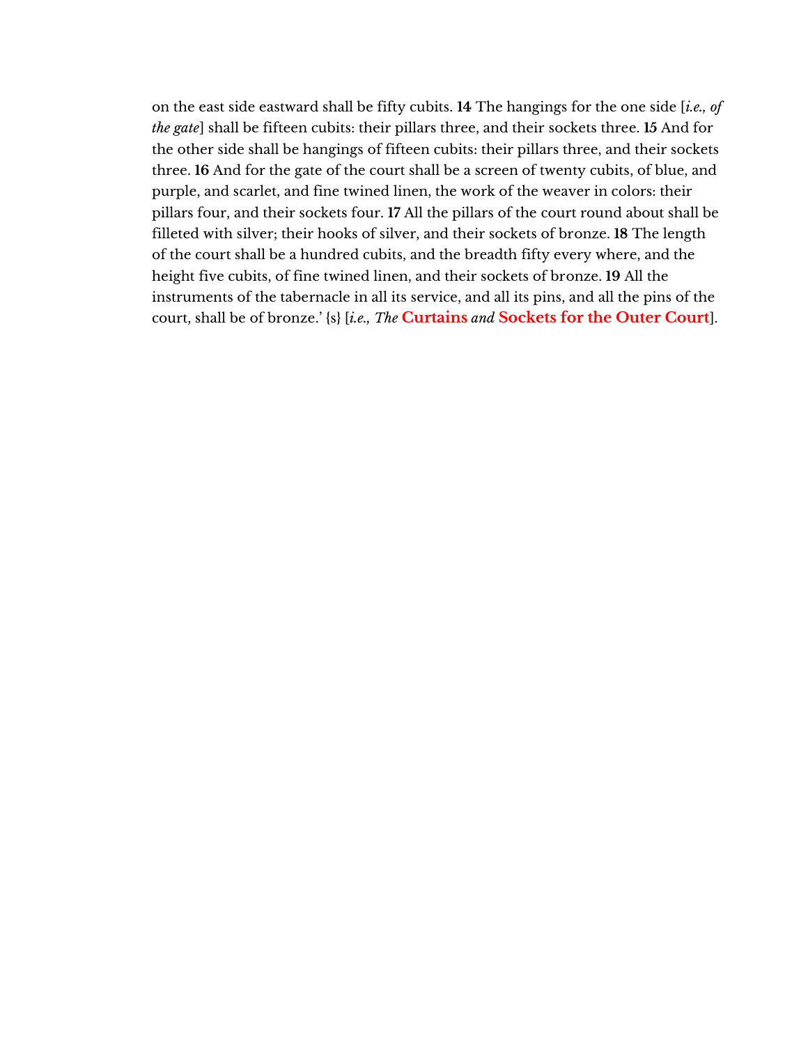on the east side eastward shall be fifty cubits. **14** The hangings for the one side [*i.e., of the gate*] shall be fifteen cubits: their pillars three, and their sockets three. **15** And for the other side shall be hangings of fifteen cubits: their pillars three, and their sockets three. **16** And for the gate of the court shall be a screen of twenty cubits, of blue, and purple, and scarlet, and fine twined linen, the work of the weaver in colors: their pillars four, and their sockets four. **17** All the pillars of the court round about shall be filleted with silver; their hooks of silver, and their sockets of bronze. **18** The length of the court shall be a hundred cubits, and the breadth fifty every where, and the height five cubits, of fine twined linen, and their sockets of bronze. **19** All the instruments of the tabernacle in all its service, and all its pins, and all the pins of the court, shall be of bronze.' {s} [*i.e., The* **Curtains** *and* **Sockets for the Outer Court**].